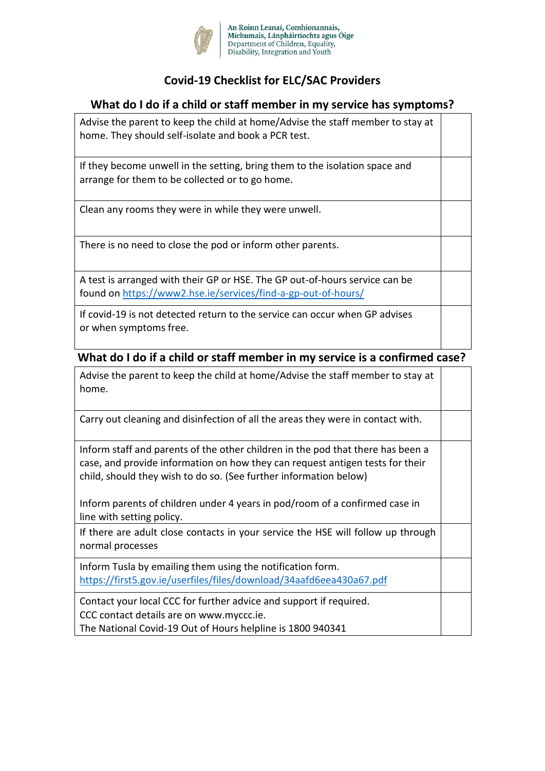An Roinn Leanaí, Comhionannais, Míchumais, Lánpháirtíochta agus Óige
Department of Children, Equality, Disability, Integration and Youth

# Covid-19 Checklist for ELC/SAC Providers

## What do I do if a child or staff member in my service has symptoms?

| | |
|---|---|
| Advise the parent to keep the child at home/Advise the staff member to stay at home. They should self-isolate and book a PCR test. | |
| If they become unwell in the setting, bring them to the isolation space and arrange for them to be collected or to go home. | |
| Clean any rooms they were in while they were unwell. | |
| There is no need to close the pod or inform other parents. | |
| A test is arranged with their GP or HSE. The GP out-of-hours service can be found on https://www2.hse.ie/services/find-a-gp-out-of-hours/ | |
| If covid-19 is not detected return to the service can occur when GP advises or when symptoms free. | |

## What do I do if a child or staff member in my service is a confirmed case?

| | |
|---|---|
| Advise the parent to keep the child at home/Advise the staff member to stay at home. | |
| Carry out cleaning and disinfection of all the areas they were in contact with. | |
| Inform staff and parents of the other children in the pod that there has been a case, and provide information on how they can request antigen tests for their child, should they wish to do so. (See further information below)<br><br>Inform parents of children under 4 years in pod/room of a confirmed case in line with setting policy. | |
| If there are adult close contacts in your service the HSE will follow up through normal processes | |
| Inform Tusla by emailing them using the notification form. https://first5.gov.ie/userfiles/files/download/34aafd6eea430a67.pdf | |
| Contact your local CCC for further advice and support if required.<br>CCC contact details are on www.myccc.ie.<br>The National Covid-19 Out of Hours helpline is 1800 940341 | |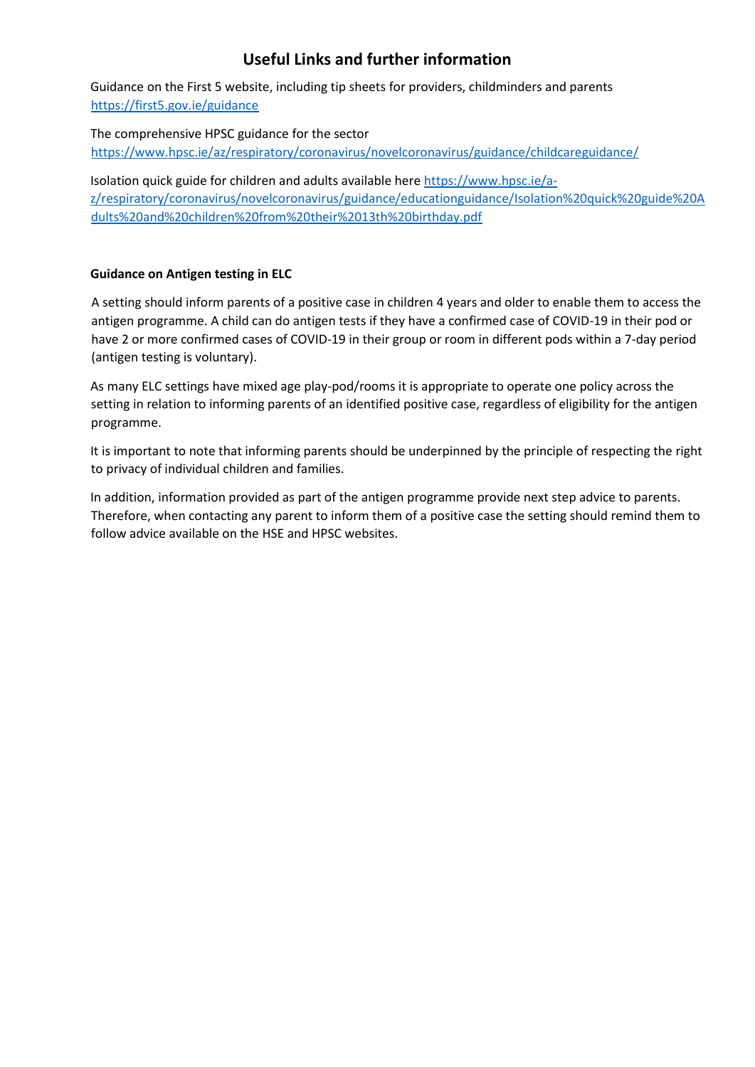## Useful Links and further information

Guidance on the First 5 website, including tip sheets for providers, childminders and parents https://first5.gov.ie/guidance

The comprehensive HPSC guidance for the sector https://www.hpsc.ie/az/respiratory/coronavirus/novelcoronavirus/guidance/childcareguidance/

Isolation quick guide for children and adults available here https://www.hpsc.ie/a-z/respiratory/coronavirus/novelcoronavirus/guidance/educationguidance/Isolation%20quick%20guide%20Adults%20and%20children%20from%20their%2013th%20birthday.pdf

**Guidance on Antigen testing in ELC**

A setting should inform parents of a positive case in children 4 years and older to enable them to access the antigen programme. A child can do antigen tests if they have a confirmed case of COVID-19 in their pod or have 2 or more confirmed cases of COVID-19 in their group or room in different pods within a 7-day period (antigen testing is voluntary).

As many ELC settings have mixed age play-pod/rooms it is appropriate to operate one policy across the setting in relation to informing parents of an identified positive case, regardless of eligibility for the antigen programme.

It is important to note that informing parents should be underpinned by the principle of respecting the right to privacy of individual children and families.

In addition, information provided as part of the antigen programme provide next step advice to parents. Therefore, when contacting any parent to inform them of a positive case the setting should remind them to follow advice available on the HSE and HPSC websites.